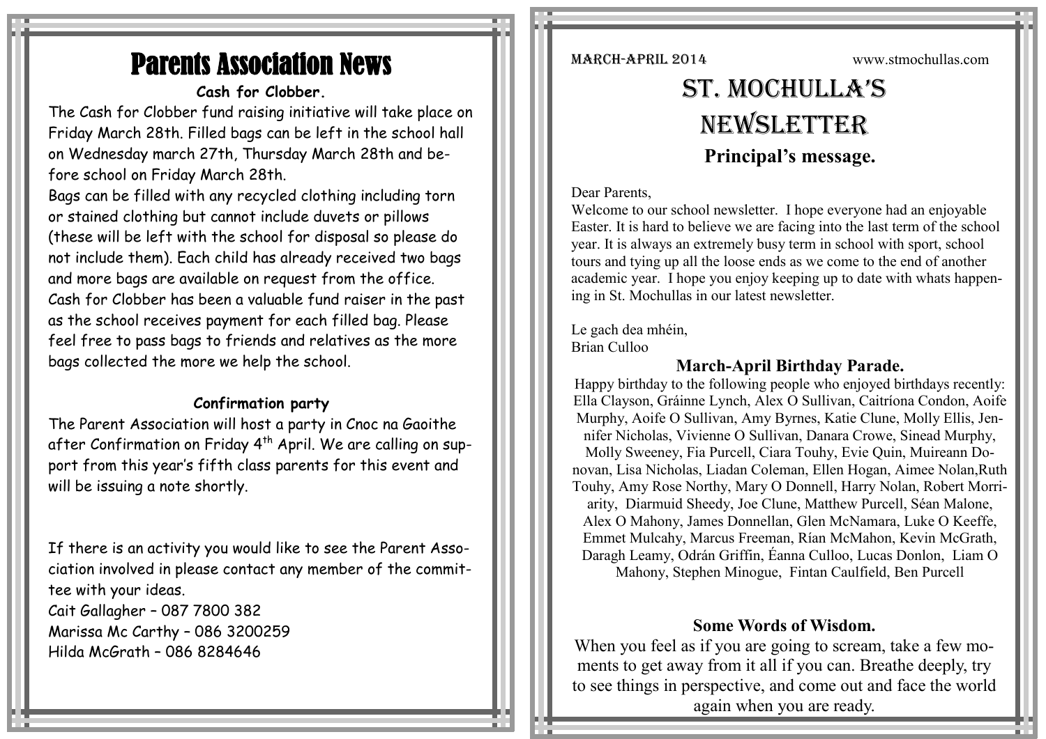# Parents Association News

**Cash for Clobber.**

The Cash for Clobber fund raising initiative will take place on Friday March 28th. Filled bags can be left in the school hall on Wednesday march 27th, Thursday March 28th and before school on Friday March 28th.

Bags can be filled with any recycled clothing including torn or stained clothing but cannot include duvets or pillows (these will be left with the school for disposal so please do not include them). Each child has already received two bags and more bags are available on request from the office.

Cash for Clobber has been a valuable fund raiser in the past as the school receives payment for each filled bag. Please feel free to pass bags to friends and relatives as the more bags collected the more we help the school.

**Confirmation party**

The Parent Association will host a party in Cnoc na Gaoithe after Confirmation on Friday 4th April. We are calling on support from this year's fifth class parents for this event and will be issuing a note shortly.

If there is an activity you would like to see the Parent Association involved in please contact any member of the committee with your ideas.

Cait Gallagher – 087 7800 382
Marissa Mc Carthy – 086 3200259
Hilda McGrath – 086 8284646

MARCH-APRIL 2014 www.stmochullas.com

# St. Mochulla's Newsletter

## Principal's message.

Dear Parents,

Welcome to our school newsletter. I hope everyone had an enjoyable Easter. It is hard to believe we are facing into the last term of the school year. It is always an extremely busy term in school with sport, school tours and tying up all the loose ends as we come to the end of another academic year. I hope you enjoy keeping up to date with whats happening in St. Mochullas in our latest newsletter.

Le gach dea mhéin,
Brian Culloo

## March-April Birthday Parade.

Happy birthday to the following people who enjoyed birthdays recently: Ella Clayson, Gráinne Lynch, Alex O Sullivan, Caitríona Condon, Aoife Murphy, Aoife O Sullivan, Amy Byrnes, Katie Clune, Molly Ellis, Jennifer Nicholas, Vivienne O Sullivan, Danara Crowe, Sinead Murphy, Molly Sweeney, Fia Purcell, Ciara Touhy, Evie Quin, Muireann Donovan, Lisa Nicholas, Liadan Coleman, Ellen Hogan, Aimee Nolan,Ruth Touhy, Amy Rose Northy, Mary O Donnell, Harry Nolan, Robert Morriarity, Diarmuid Sheedy, Joe Clune, Matthew Purcell, Séan Malone, Alex O Mahony, James Donnellan, Glen McNamara, Luke O Keeffe, Emmet Mulcahy, Marcus Freeman, Rían McMahon, Kevin McGrath, Daragh Leamy, Odrán Griffin, Éanna Culloo, Lucas Donlon, Liam O Mahony, Stephen Minogue, Fintan Caulfield, Ben Purcell

## Some Words of Wisdom.

When you feel as if you are going to scream, take a few moments to get away from it all if you can. Breathe deeply, try to see things in perspective, and come out and face the world again when you are ready.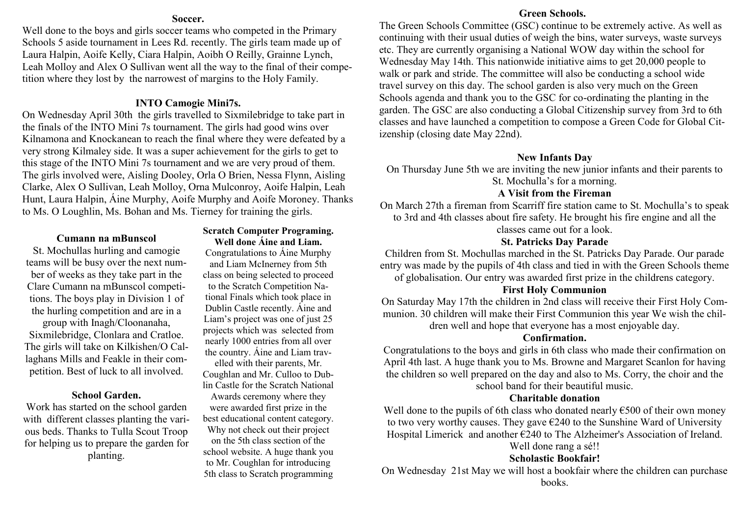## Soccer.

Well done to the boys and girls soccer teams who competed in the Primary Schools 5 aside tournament in Lees Rd. recently. The girls team made up of Laura Halpin, Aoife Kelly, Ciara Halpin, Aoibh O Reilly, Grainne Lynch, Leah Molloy and Alex O Sullivan went all the way to the final of their competition where they lost by the narrowest of margins to the Holy Family.

## INTO Camogie Mini7s.

On Wednesday April 30th the girls travelled to Sixmilebridge to take part in the finals of the INTO Mini 7s tournament. The girls had good wins over Kilnamona and Knockanean to reach the final where they were defeated by a very strong Kilmaley side. It was a super achievement for the girls to get to this stage of the INTO Mini 7s tournament and we are very proud of them. The girls involved were, Aisling Dooley, Orla O Brien, Nessa Flynn, Aisling Clarke, Alex O Sullivan, Leah Molloy, Orna Mulconroy, Aoife Halpin, Leah Hunt, Laura Halpin, Áine Murphy, Aoife Murphy and Aoife Moroney. Thanks to Ms. O Loughlin, Ms. Bohan and Ms. Tierney for training the girls.

## Cumann na mBunscol

St. Mochullas hurling and camogie teams will be busy over the next number of weeks as they take part in the Clare Cumann na mBunscol competitions. The boys play in Division 1 of the hurling competition and are in a group with Inagh/Cloonanaha, Sixmilebridge, Clonlara and Cratloe. The girls will take on Kilkishen/O Callaghans Mills and Feakle in their competition. Best of luck to all involved.

## School Garden.

Work has started on the school garden with different classes planting the various beds. Thanks to Tulla Scout Troop for helping us to prepare the garden for planting.

## Scratch Computer Programing. Well done Áine and Liam.

Congratulations to Áine Murphy and Liam McInerney from 5th class on being selected to proceed to the Scratch Competition National Finals which took place in Dublin Castle recently. Áine and Liam's project was one of just 25 projects which was selected from nearly 1000 entries from all over the country. Áine and Liam travelled with their parents, Mr. Coughlan and Mr. Culloo to Dublin Castle for the Scratch National Awards ceremony where they were awarded first prize in the best educational content category. Why not check out their project on the 5th class section of the school website. A huge thank you to Mr. Coughlan for introducing 5th class to Scratch programming

## Green Schools.

The Green Schools Committee (GSC) continue to be extremely active. As well as continuing with their usual duties of weigh the bins, water surveys, waste surveys etc. They are currently organising a National WOW day within the school for Wednesday May 14th. This nationwide initiative aims to get 20,000 people to walk or park and stride. The committee will also be conducting a school wide travel survey on this day. The school garden is also very much on the Green Schools agenda and thank you to the GSC for co-ordinating the planting in the garden. The GSC are also conducting a Global Citizenship survey from 3rd to 6th classes and have launched a competition to compose a Green Code for Global Citizenship (closing date May 22nd).

## New Infants Day

On Thursday June 5th we are inviting the new junior infants and their parents to St. Mochulla's for a morning.

## A Visit from the Fireman

On March 27th a fireman from Scarriff fire station came to St. Mochulla's to speak to 3rd and 4th classes about fire safety. He brought his fire engine and all the classes came out for a look.

## St. Patricks Day Parade

Children from St. Mochullas marched in the St. Patricks Day Parade. Our parade entry was made by the pupils of 4th class and tied in with the Green Schools theme of globalisation. Our entry was awarded first prize in the childrens category.

## First Holy Communion

On Saturday May 17th the children in 2nd class will receive their First Holy Communion. 30 children will make their First Communion this year We wish the children well and hope that everyone has a most enjoyable day.

## Confirmation.

Congratulations to the boys and girls in 6th class who made their confirmation on April 4th last. A huge thank you to Ms. Browne and Margaret Scanlon for having the children so well prepared on the day and also to Ms. Corry, the choir and the school band for their beautiful music.

## Charitable donation

Well done to the pupils of 6th class who donated nearly €500 of their own money to two very worthy causes. They gave €240 to the Sunshine Ward of University Hospital Limerick and another €240 to The Alzheimer's Association of Ireland. Well done rang a sé!!

## Scholastic Bookfair!

On Wednesday 21st May we will host a bookfair where the children can purchase books.